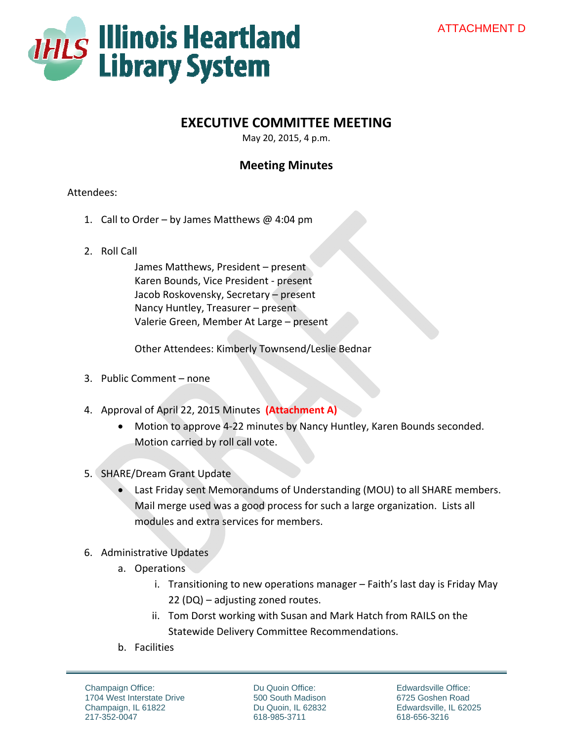ATTACHMENT D

# Illinois Heartland Library System

## EXECUTIVE COMMITTEE MEETING

May 20, 2015, 4 p.m.

### Meeting Minutes

Attendees:

1. Call to Order – by James Matthews @ 4:04 pm

2. Roll Call

   James Matthews, President – present
   Karen Bounds, Vice President - present
   Jacob Roskovensky, Secretary – present
   Nancy Huntley, Treasurer – present
   Valerie Green, Member At Large – present

   Other Attendees: Kimberly Townsend/Leslie Bednar

3. Public Comment – none

4. Approval of April 22, 2015 Minutes **(Attachment A)**
   - Motion to approve 4-22 minutes by Nancy Huntley, Karen Bounds seconded. Motion carried by roll call vote.

5. SHARE/Dream Grant Update
   - Last Friday sent Memorandums of Understanding (MOU) to all SHARE members. Mail merge used was a good process for such a large organization. Lists all modules and extra services for members.

6. Administrative Updates
   a. Operations
      i. Transitioning to new operations manager – Faith's last day is Friday May 22 (DQ) – adjusting zoned routes.
      ii. Tom Dorst working with Susan and Mark Hatch from RAILS on the Statewide Delivery Committee Recommendations.
   b. Facilities

Champaign Office:
1704 West Interstate Drive
Champaign, IL 61822
217-352-0047

Du Quoin Office:
500 South Madison
Du Quoin, IL 62832
618-985-3711

Edwardsville Office:
6725 Goshen Road
Edwardsville, IL 62025
618-656-3216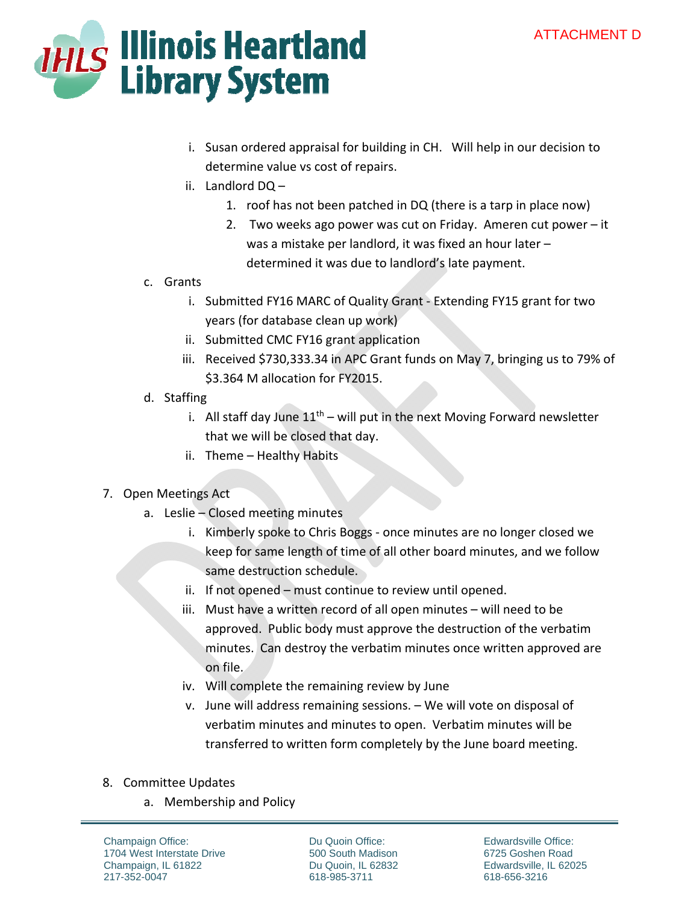ATTACHMENT D

i. Susan ordered appraisal for building in CH. Will help in our decision to determine value vs cost of repairs.

ii. Landlord DQ –

1. roof has not been patched in DQ (there is a tarp in place now)
2. Two weeks ago power was cut on Friday. Ameren cut power – it was a mistake per landlord, it was fixed an hour later – determined it was due to landlord's late payment.

c. Grants

i. Submitted FY16 MARC of Quality Grant - Extending FY15 grant for two years (for database clean up work)

ii. Submitted CMC FY16 grant application

iii. Received $730,333.34 in APC Grant funds on May 7, bringing us to 79% of $3.364 M allocation for FY2015.

d. Staffing

i. All staff day June 11th – will put in the next Moving Forward newsletter that we will be closed that day.

ii. Theme – Healthy Habits

7. Open Meetings Act

a. Leslie – Closed meeting minutes

i. Kimberly spoke to Chris Boggs - once minutes are no longer closed we keep for same length of time of all other board minutes, and we follow same destruction schedule.

ii. If not opened – must continue to review until opened.

iii. Must have a written record of all open minutes – will need to be approved. Public body must approve the destruction of the verbatim minutes. Can destroy the verbatim minutes once written approved are on file.

iv. Will complete the remaining review by June

v. June will address remaining sessions. – We will vote on disposal of verbatim minutes and minutes to open. Verbatim minutes will be transferred to written form completely by the June board meeting.

8. Committee Updates

a. Membership and Policy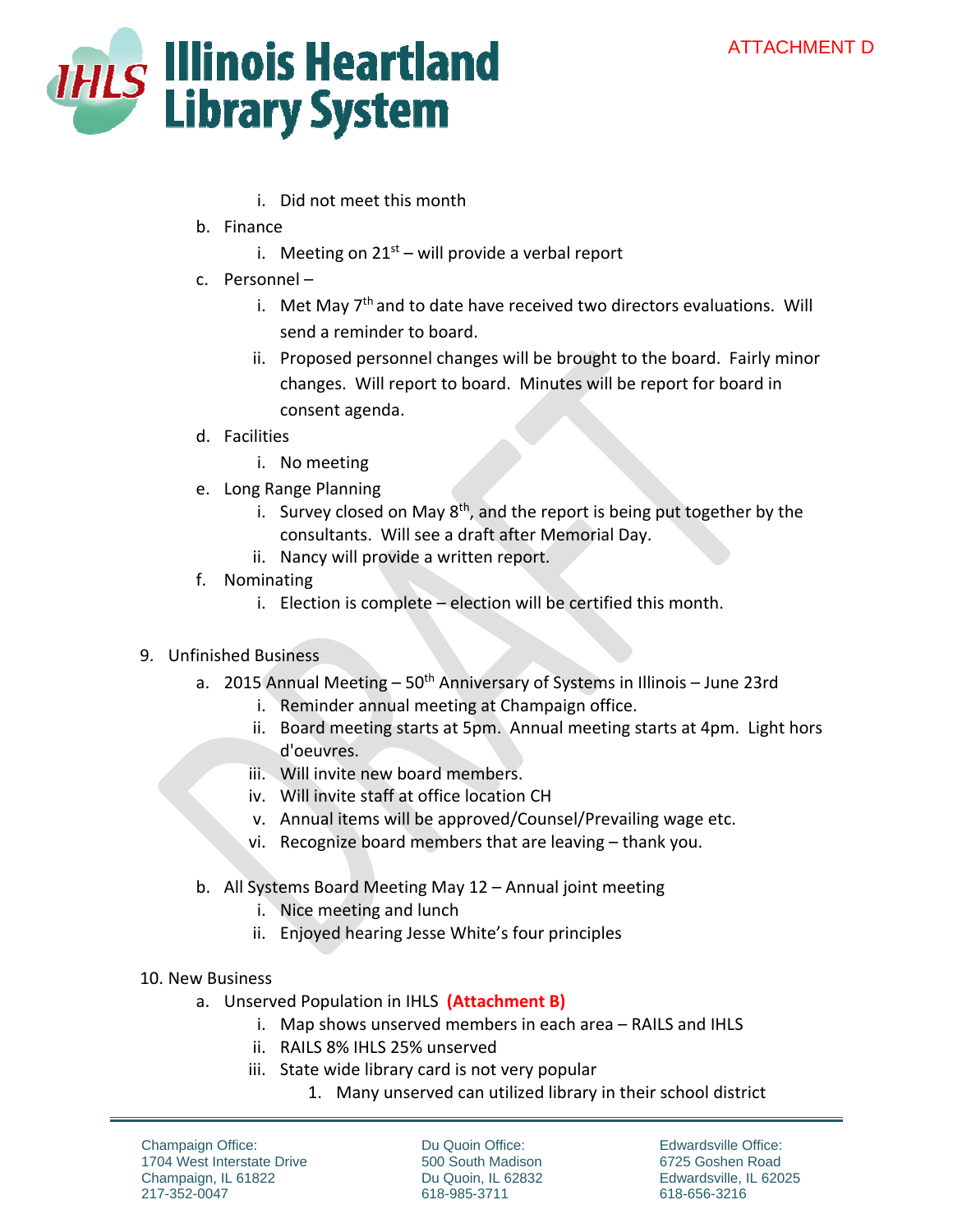i. Did not meet this month

b. Finance
   i. Meeting on 21st – will provide a verbal report

c. Personnel –
   i. Met May 7th and to date have received two directors evaluations. Will send a reminder to board.
   ii. Proposed personnel changes will be brought to the board. Fairly minor changes. Will report to board. Minutes will be report for board in consent agenda.

d. Facilities
   i. No meeting

e. Long Range Planning
   i. Survey closed on May 8th, and the report is being put together by the consultants. Will see a draft after Memorial Day.
   ii. Nancy will provide a written report.

f. Nominating
   i. Election is complete – election will be certified this month.

9. Unfinished Business
   a. 2015 Annual Meeting – 50th Anniversary of Systems in Illinois – June 23rd
      i. Reminder annual meeting at Champaign office.
      ii. Board meeting starts at 5pm. Annual meeting starts at 4pm. Light hors d'oeuvres.
      iii. Will invite new board members.
      iv. Will invite staff at office location CH
      v. Annual items will be approved/Counsel/Prevailing wage etc.
      vi. Recognize board members that are leaving – thank you.

   b. All Systems Board Meeting May 12 – Annual joint meeting
      i. Nice meeting and lunch
      ii. Enjoyed hearing Jesse White's four principles

10. New Business
   a. Unserved Population in IHLS **(Attachment B)**
      i. Map shows unserved members in each area – RAILS and IHLS
      ii. RAILS 8% IHLS 25% unserved
      iii. State wide library card is not very popular
         1. Many unserved can utilized library in their school district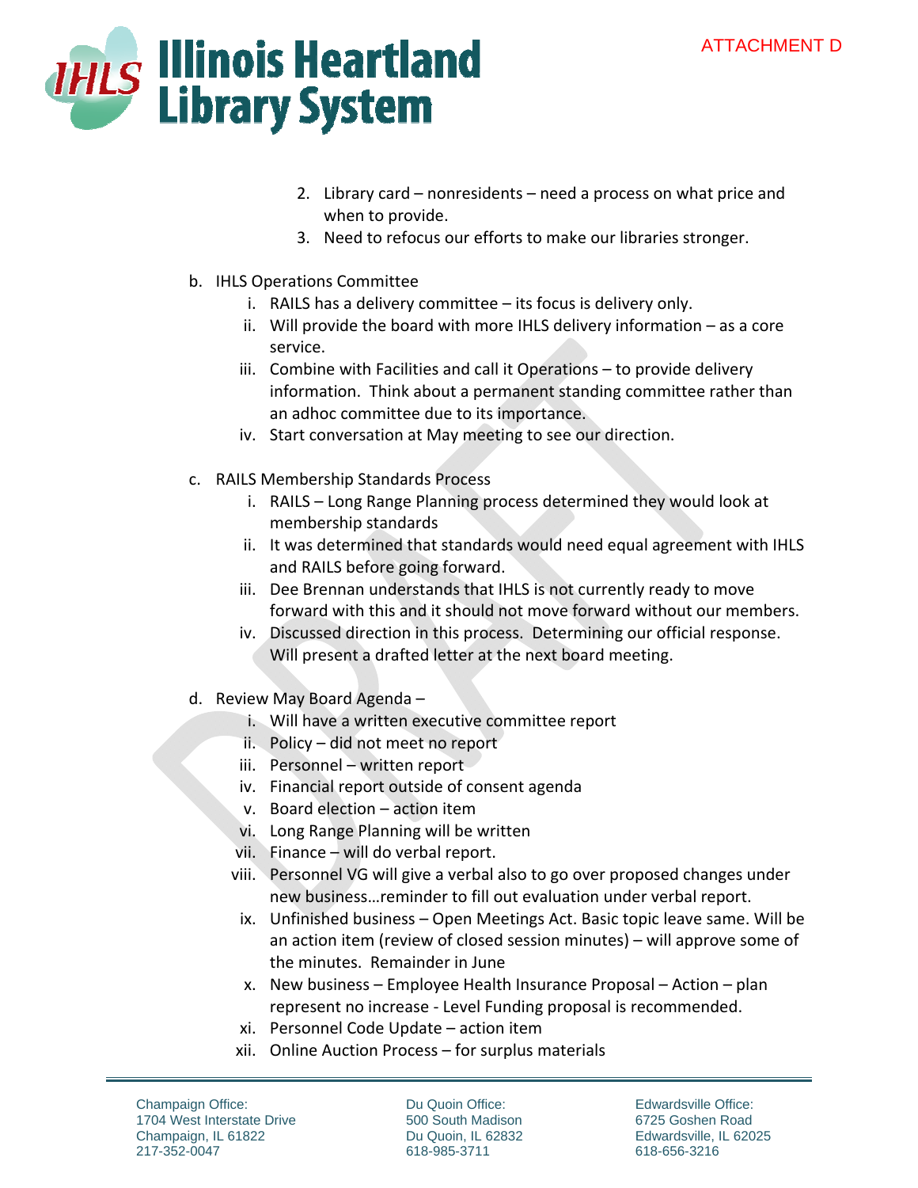ATTACHMENT D

2. Library card – nonresidents – need a process on what price and when to provide.
3. Need to refocus our efforts to make our libraries stronger.

b. IHLS Operations Committee
   i. RAILS has a delivery committee – its focus is delivery only.
   ii. Will provide the board with more IHLS delivery information – as a core service.
   iii. Combine with Facilities and call it Operations – to provide delivery information. Think about a permanent standing committee rather than an adhoc committee due to its importance.
   iv. Start conversation at May meeting to see our direction.

c. RAILS Membership Standards Process
   i. RAILS – Long Range Planning process determined they would look at membership standards
   ii. It was determined that standards would need equal agreement with IHLS and RAILS before going forward.
   iii. Dee Brennan understands that IHLS is not currently ready to move forward with this and it should not move forward without our members.
   iv. Discussed direction in this process. Determining our official response. Will present a drafted letter at the next board meeting.

d. Review May Board Agenda –
   i. Will have a written executive committee report
   ii. Policy – did not meet no report
   iii. Personnel – written report
   iv. Financial report outside of consent agenda
   v. Board election – action item
   vi. Long Range Planning will be written
   vii. Finance – will do verbal report.
   viii. Personnel VG will give a verbal also to go over proposed changes under new business…reminder to fill out evaluation under verbal report.
   ix. Unfinished business – Open Meetings Act. Basic topic leave same. Will be an action item (review of closed session minutes) – will approve some of the minutes. Remainder in June
   x. New business – Employee Health Insurance Proposal – Action – plan represent no increase - Level Funding proposal is recommended.
   xi. Personnel Code Update – action item
   xii. Online Auction Process – for surplus materials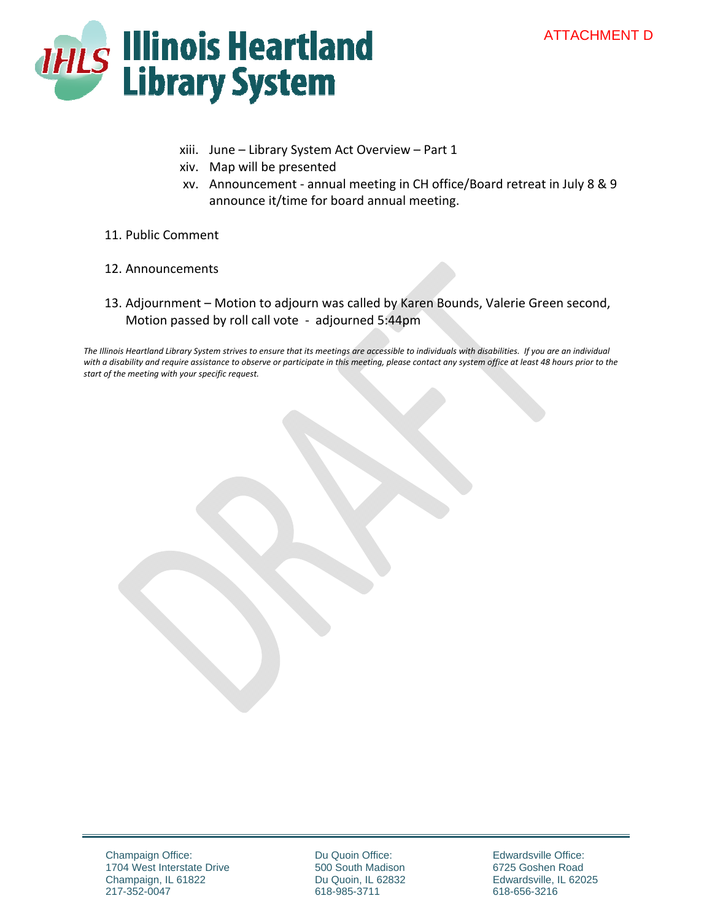ATTACHMENT D

xiii. June – Library System Act Overview – Part 1

xiv. Map will be presented

xv. Announcement - annual meeting in CH office/Board retreat in July 8 & 9 announce it/time for board annual meeting.

11. Public Comment

12. Announcements

13. Adjournment – Motion to adjourn was called by Karen Bounds, Valerie Green second, Motion passed by roll call vote - adjourned 5:44pm

*The Illinois Heartland Library System strives to ensure that its meetings are accessible to individuals with disabilities. If you are an individual with a disability and require assistance to observe or participate in this meeting, please contact any system office at least 48 hours prior to the start of the meeting with your specific request.*

DRAFT

Champaign Office:
1704 West Interstate Drive
Champaign, IL 61822
217-352-0047

Du Quoin Office:
500 South Madison
Du Quoin, IL 62832
618-985-3711

Edwardsville Office:
6725 Goshen Road
Edwardsville, IL 62025
618-656-3216